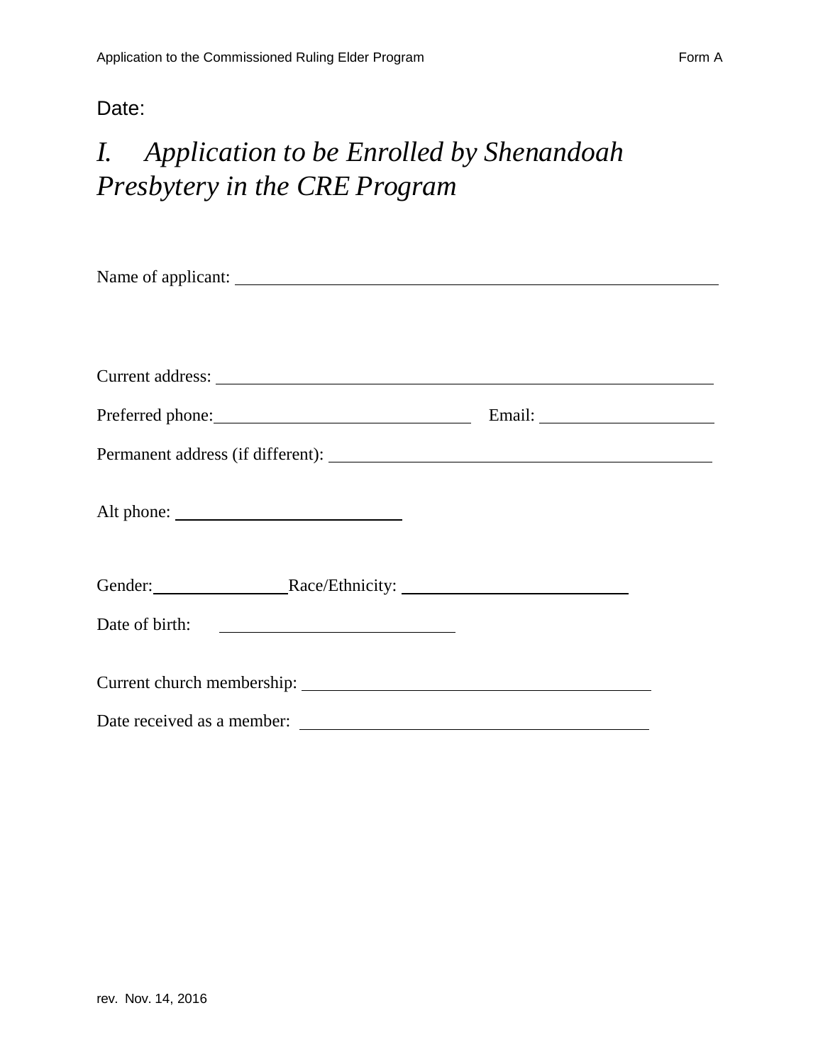Date:

# *I. Application to be Enrolled by Shenandoah Presbytery in the CRE Program*

Name of applicant: ______________________________________________

Current address: ______________________________________________

Preferred phone: ________________________ Email: ________________

Permanent address (if different): ____________________________________

Alt phone: ______________________

Gender: ____________ Race/Ethnicity: ______________________

Date of birth: ______________________

Current church membership: __________________________________

Date received as a member: __________________________________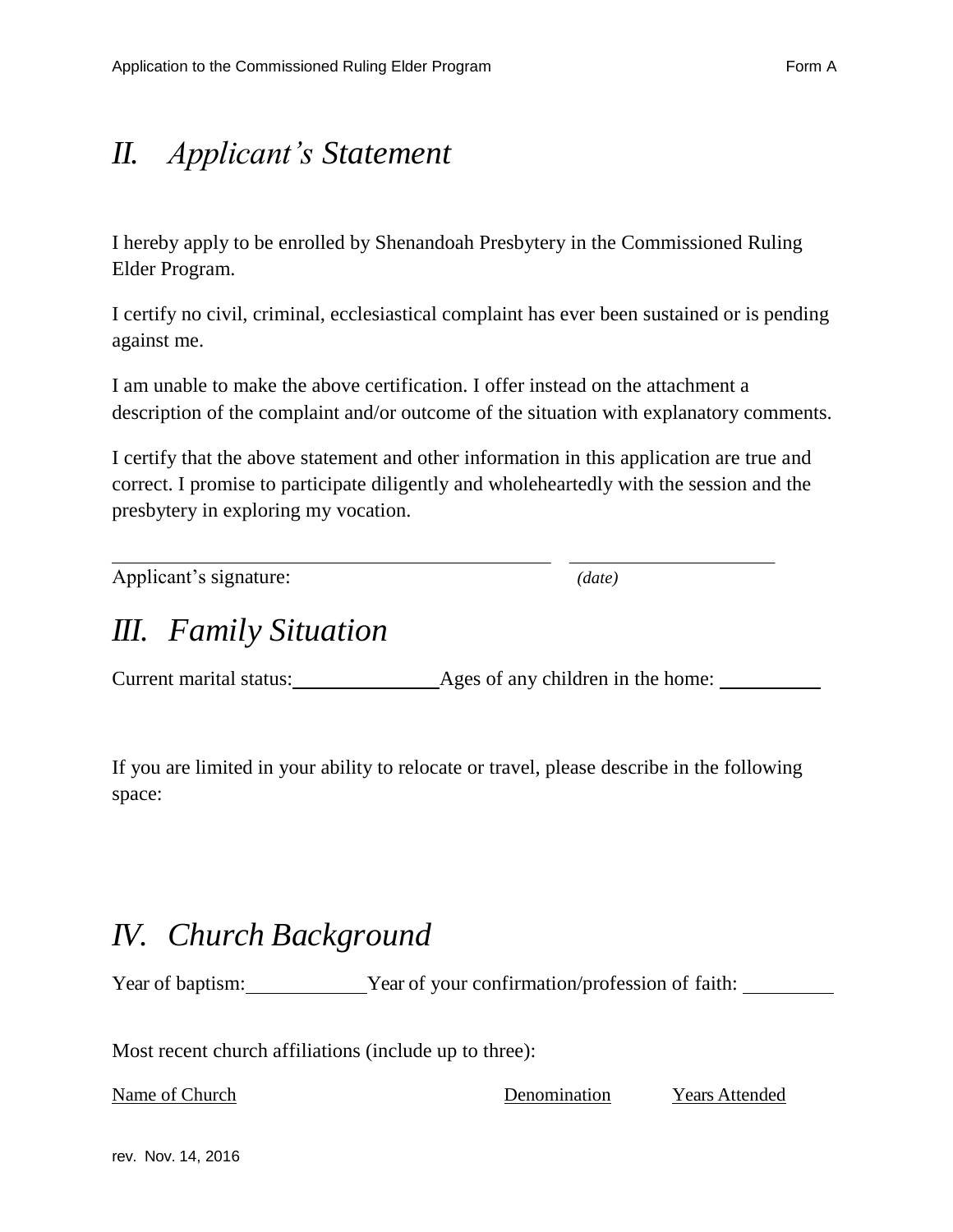## *II. Applicant's Statement*

I hereby apply to be enrolled by Shenandoah Presbytery in the Commissioned Ruling Elder Program.

I certify no civil, criminal, ecclesiastical complaint has ever been sustained or is pending against me.

I am unable to make the above certification. I offer instead on the attachment a description of the complaint and/or outcome of the situation with explanatory comments.

I certify that the above statement and other information in this application are true and correct. I promise to participate diligently and wholeheartedly with the session and the presbytery in exploring my vocation.

\_\_\_\_\_\_\_\_\_\_\_\_\_\_\_\_\_\_\_\_\_\_\_\_\_\_\_\_\_\_\_\_\_\_\_\_\_\_\_\_\_\_\_\_ \_\_\_\_\_\_\_\_\_\_\_\_\_\_\_\_\_\_\_\_\_\_

Applicant's signature: *(date)*

## *III. Family Situation*

Current marital status: \_\_\_\_\_\_\_\_\_\_\_\_\_\_\_ Ages of any children in the home: \_\_\_\_\_\_\_\_\_\_

If you are limited in your ability to relocate or travel, please describe in the following space:

## *IV. Church Background*

Year of baptism: \_\_\_\_\_\_\_\_\_\_\_\_ Year of your confirmation/profession of faith: \_\_\_\_\_\_\_\_\_\_

Most recent church affiliations (include up to three):

| Name of Church | Denomination | Years Attended |
|---|---|---|

rev. Nov. 14, 2016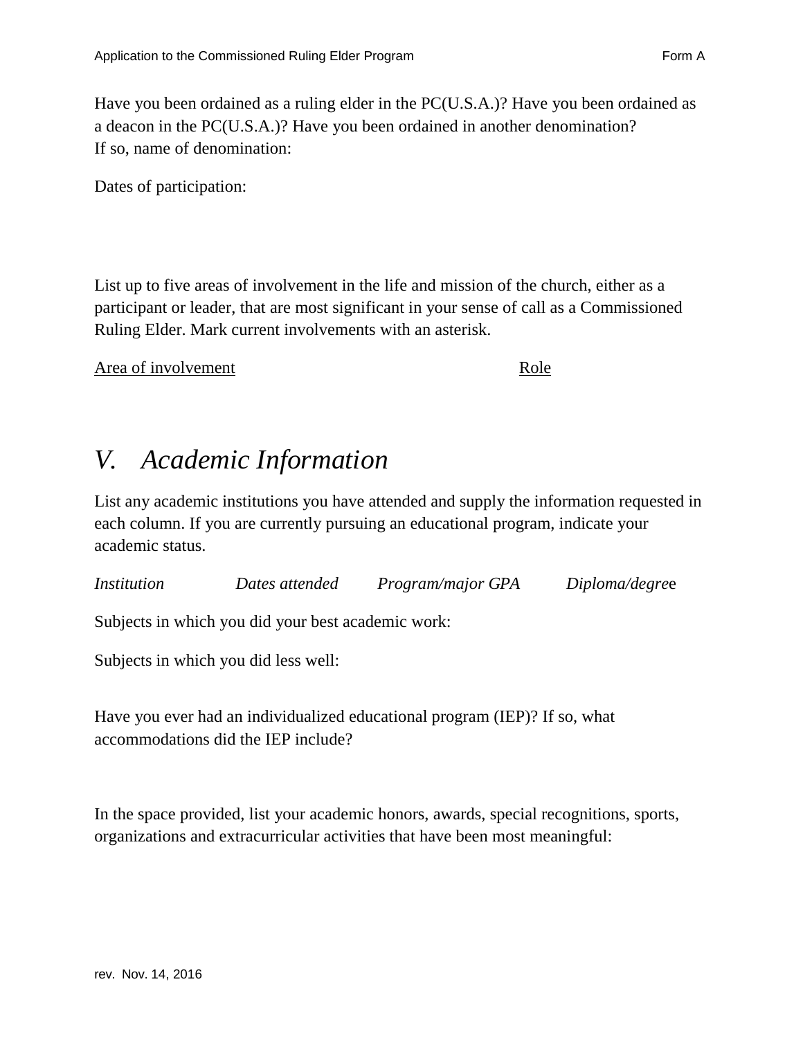Have you been ordained as a ruling elder in the PC(U.S.A.)? Have you been ordained as a deacon in the PC(U.S.A.)? Have you been ordained in another denomination?
If so, name of denomination:

Dates of participation:

List up to five areas of involvement in the life and mission of the church, either as a participant or leader, that are most significant in your sense of call as a Commissioned Ruling Elder. Mark current involvements with an asterisk.

| Area of involvement | Role |
| --- | --- |

## V. *Academic Information*

List any academic institutions you have attended and supply the information requested in each column. If you are currently pursuing an educational program, indicate your academic status.

| *Institution* | *Dates attended* | *Program/major* | *GPA* | *Diploma/degree* |
| --- | --- | --- | --- | --- |

Subjects in which you did your best academic work:

Subjects in which you did less well:

Have you ever had an individualized educational program (IEP)? If so, what accommodations did the IEP include?

In the space provided, list your academic honors, awards, special recognitions, sports, organizations and extracurricular activities that have been most meaningful: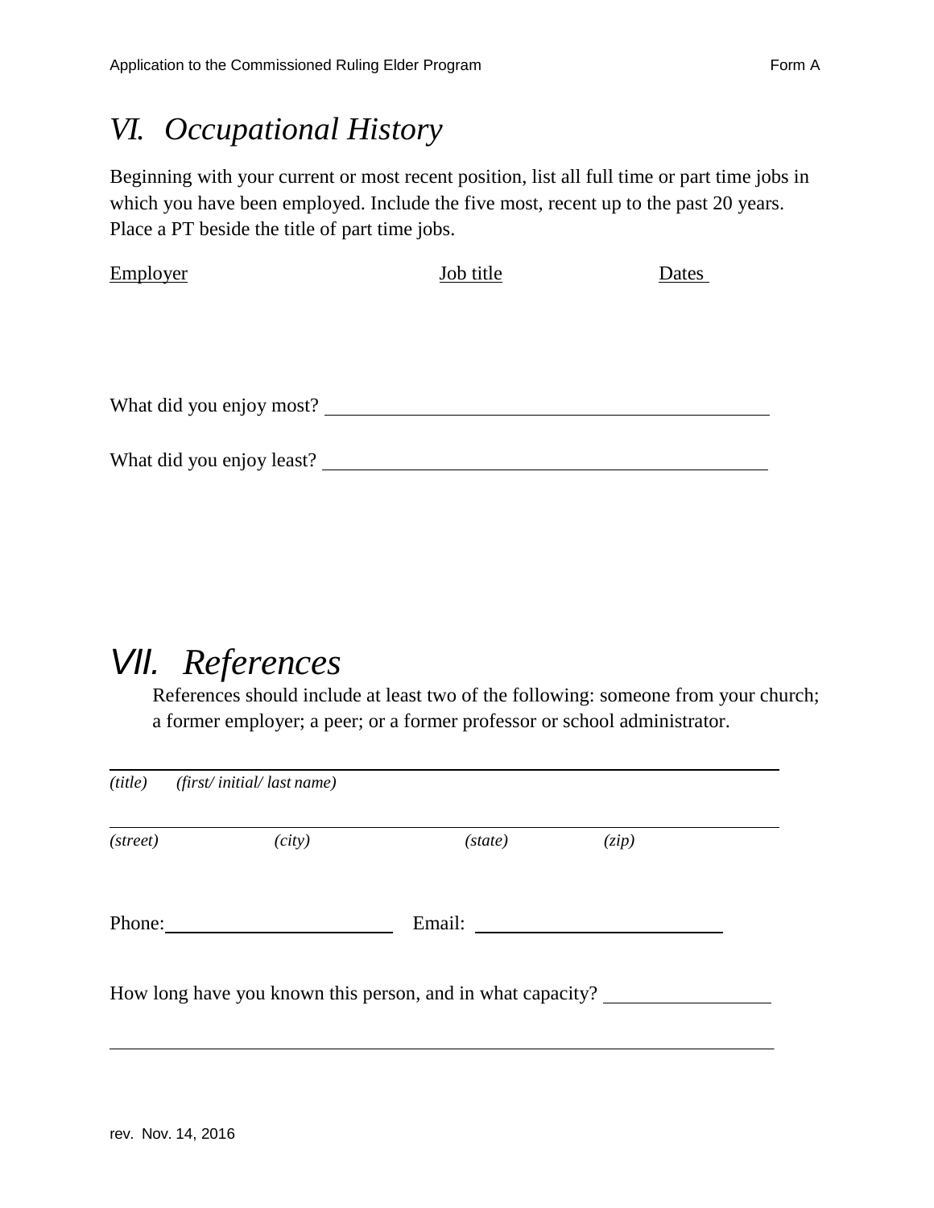# VI. Occupational History

Beginning with your current or most recent position, list all full time or part time jobs in which you have been employed. Include the five most, recent up to the past 20 years. Place a PT beside the title of part time jobs.

| Employer | Job title | Dates |
|---|---|---|
| | | |

What did you enjoy most? ______________________________________________

What did you enjoy least? ______________________________________________

# VII. References

References should include at least two of the following: someone from your church; a former employer; a peer; or a former professor or school administrator.

______________________________________________________________________

*(title)* *(first/ initial/ last name)*

______________________________________________________________________

*(street)* *(city)* *(state)* *(zip)*

Phone: ________________________ Email: ___________________________

How long have you known this person, and in what capacity? _________________

______________________________________________________________________

rev. Nov. 14, 2016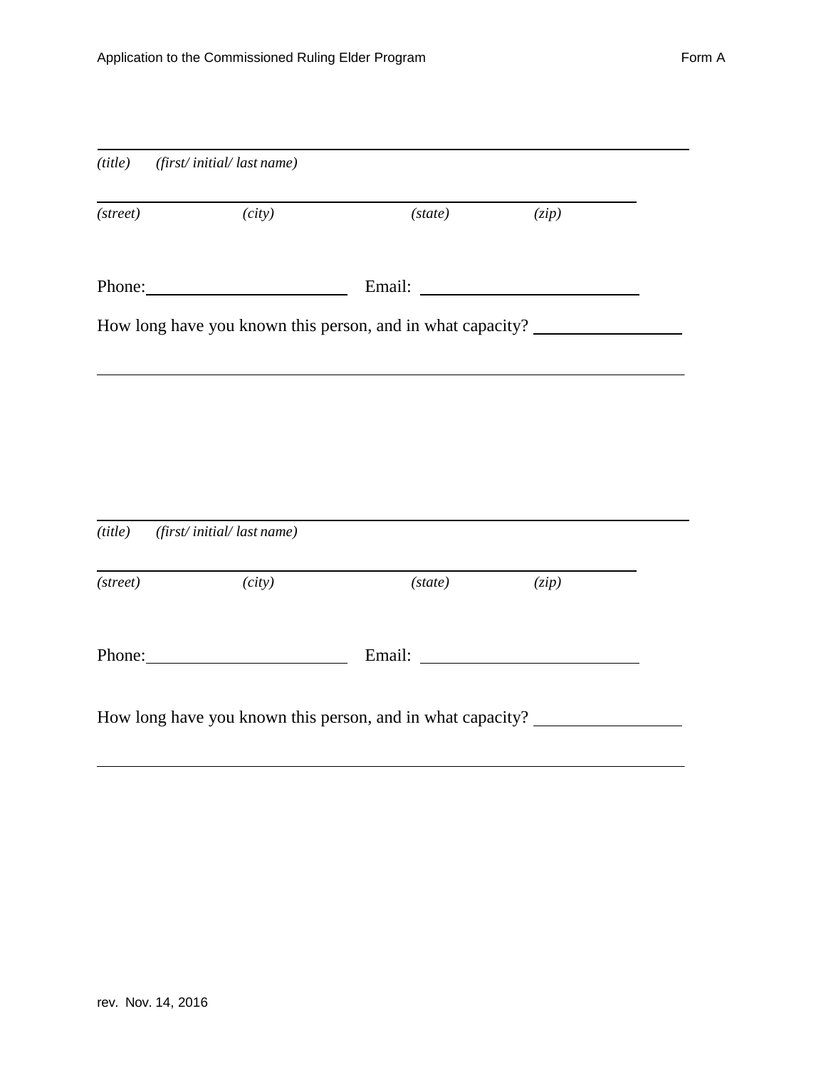______________________________________________________________________

*(title)* *(first/ initial/ last name)*

______________________________________________________________________

*(street)* *(city)* *(state)* *(zip)*

Phone: ________________________ Email: ________________________

How long have you known this person, and in what capacity? ________________

______________________________________________________________________

______________________________________________________________________

*(title)* *(first/ initial/ last name)*

______________________________________________________________________

*(street)* *(city)* *(state)* *(zip)*

Phone: ________________________ Email: ________________________

How long have you known this person, and in what capacity? ________________

______________________________________________________________________

rev. Nov. 14, 2016